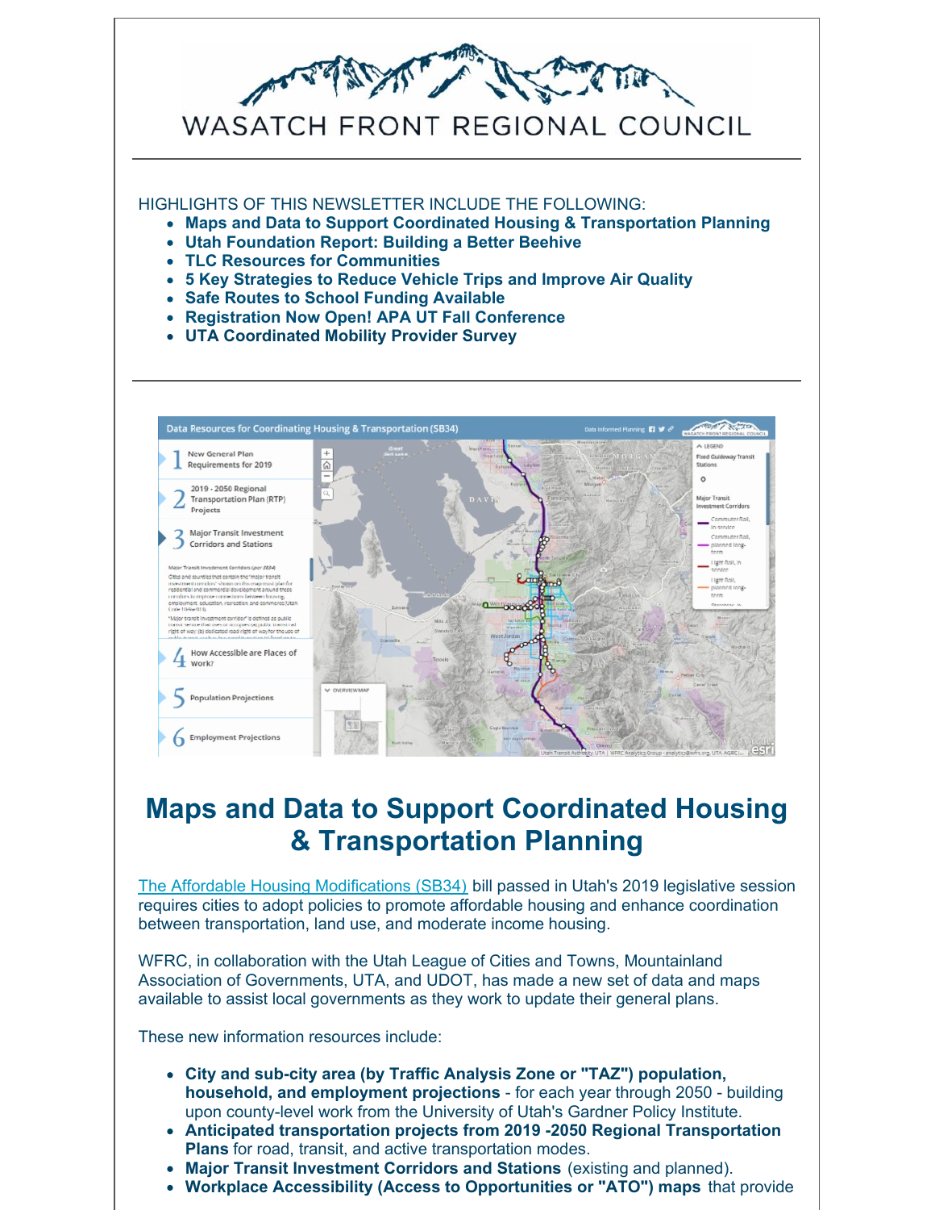# WASATCH FRONT REGIONAL COUNCIL

HIGHLIGHTS OF THIS NEWSLETTER INCLUDE THE FOLLOWING:

- **Maps and Data to Support Coordinated Housing & Transportation Planning**
- **Utah Foundation Report: Building a Better Beehive**
- **TLC Resources for Communities**
- **5 Key Strategies to Reduce Vehicle Trips and Improve Air Quality**
- **Safe Routes to School Funding Available**
- **Registration Now Open! APA UT Fall Conference**
- **UTA Coordinated Mobility Provider Survey**

---

# Maps and Data to Support Coordinated Housing & Transportation Planning

The Affordable Housing Modifications (SB34) bill passed in Utah's 2019 legislative session requires cities to adopt policies to promote affordable housing and enhance coordination between transportation, land use, and moderate income housing.

WFRC, in collaboration with the Utah League of Cities and Towns, Mountainland Association of Governments, UTA, and UDOT, has made a new set of data and maps available to assist local governments as they work to update their general plans.

These new information resources include:

- **City and sub-city area (by Traffic Analysis Zone or "TAZ") population, household, and employment projections** - for each year through 2050 - building upon county-level work from the University of Utah's Gardner Policy Institute.
- **Anticipated transportation projects from 2019 -2050 Regional Transportation Plans** for road, transit, and active transportation modes.
- **Major Transit Investment Corridors and Stations** (existing and planned).
- **Workplace Accessibility (Access to Opportunities or "ATO") maps** that provide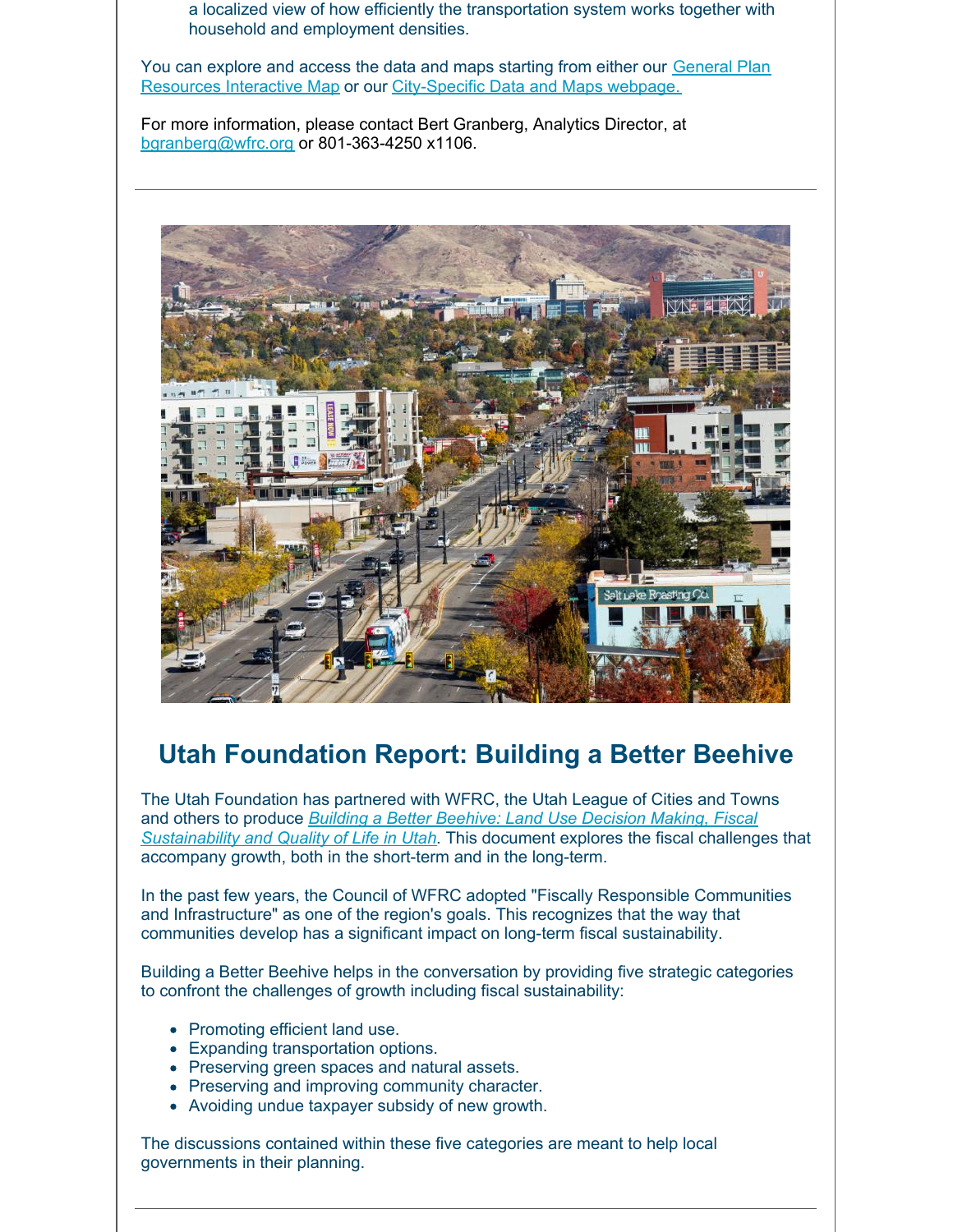a localized view of how efficiently the transportation system works together with household and employment densities.

You can explore and access the data and maps starting from either our [General Plan Resources Interactive Map]() or our [City-Specific Data and Maps webpage.]()

For more information, please contact Bert Granberg, Analytics Director, at [bgranberg@wfrc.org]() or 801-363-4250 x1106.

---

## Utah Foundation Report: Building a Better Beehive

The Utah Foundation has partnered with WFRC, the Utah League of Cities and Towns and others to produce *[Building a Better Beehive: Land Use Decision Making, Fiscal Sustainability and Quality of Life in Utah]()*. This document explores the fiscal challenges that accompany growth, both in the short-term and in the long-term.

In the past few years, the Council of WFRC adopted "Fiscally Responsible Communities and Infrastructure" as one of the region's goals. This recognizes that the way that communities develop has a significant impact on long-term fiscal sustainability.

Building a Better Beehive helps in the conversation by providing five strategic categories to confront the challenges of growth including fiscal sustainability:

- Promoting efficient land use.
- Expanding transportation options.
- Preserving green spaces and natural assets.
- Preserving and improving community character.
- Avoiding undue taxpayer subsidy of new growth.

The discussions contained within these five categories are meant to help local governments in their planning.

---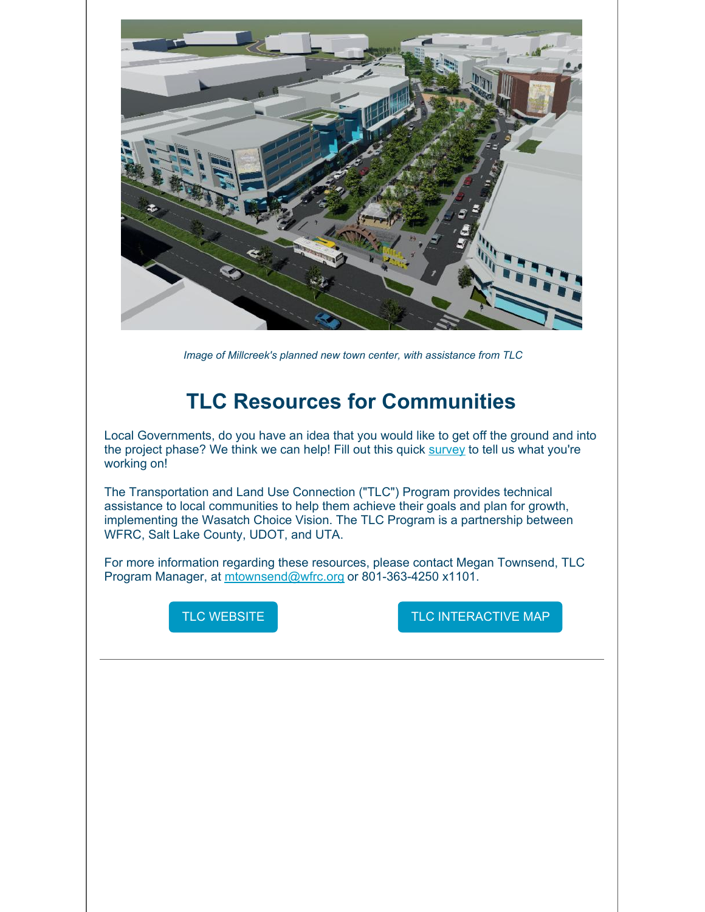*Image of Millcreek's planned new town center, with assistance from TLC*

## TLC Resources for Communities

Local Governments, do you have an idea that you would like to get off the ground and into the project phase? We think we can help! Fill out this quick survey to tell us what you're working on!

The Transportation and Land Use Connection ("TLC") Program provides technical assistance to local communities to help them achieve their goals and plan for growth, implementing the Wasatch Choice Vision. The TLC Program is a partnership between WFRC, Salt Lake County, UDOT, and UTA.

For more information regarding these resources, please contact Megan Townsend, TLC Program Manager, at mtownsend@wfrc.org or 801-363-4250 x1101.

TLC WEBSITE

TLC INTERACTIVE MAP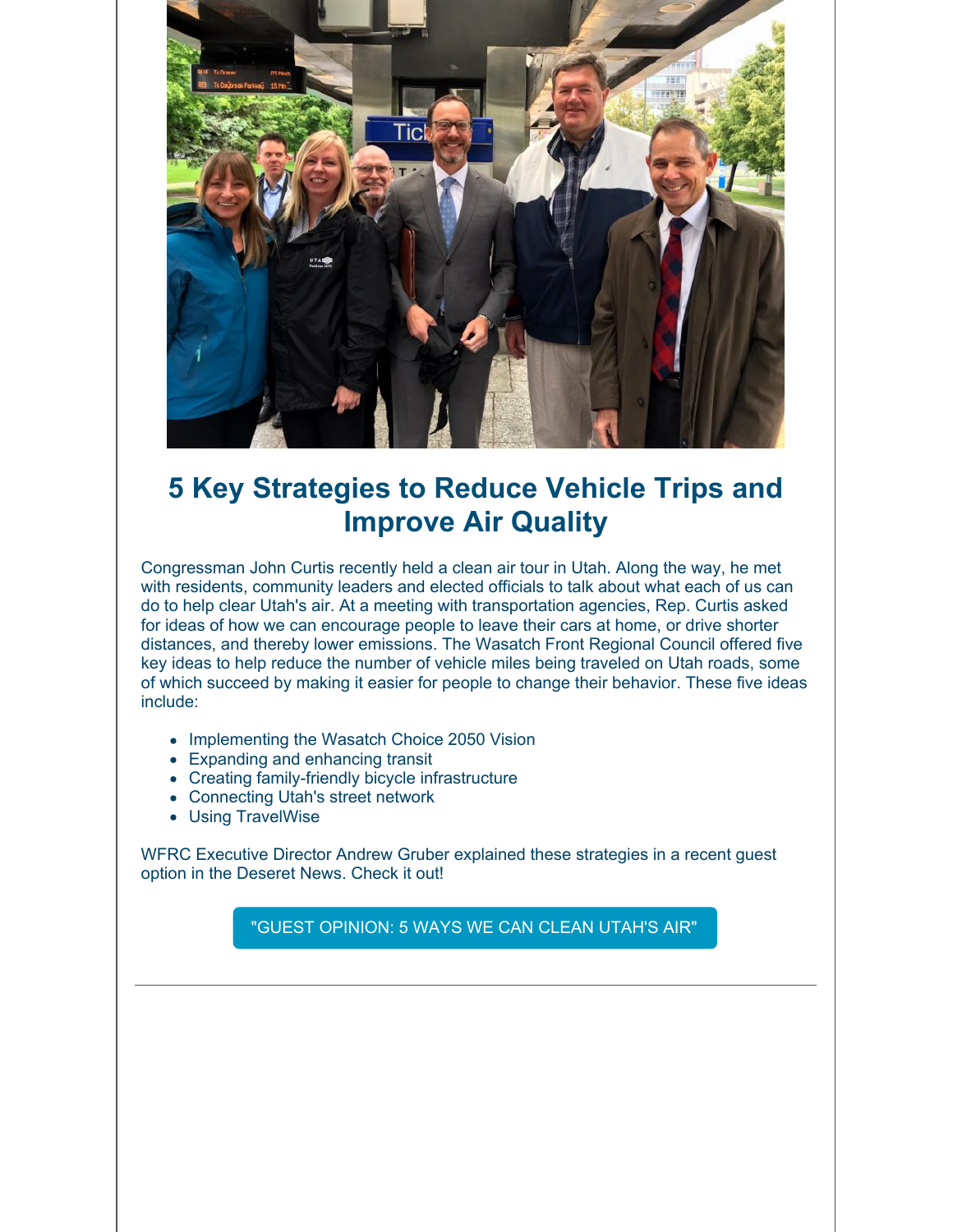# 5 Key Strategies to Reduce Vehicle Trips and Improve Air Quality

Congressman John Curtis recently held a clean air tour in Utah. Along the way, he met with residents, community leaders and elected officials to talk about what each of us can do to help clear Utah's air. At a meeting with transportation agencies, Rep. Curtis asked for ideas of how we can encourage people to leave their cars at home, or drive shorter distances, and thereby lower emissions. The Wasatch Front Regional Council offered five key ideas to help reduce the number of vehicle miles being traveled on Utah roads, some of which succeed by making it easier for people to change their behavior. These five ideas include:

- Implementing the Wasatch Choice 2050 Vision
- Expanding and enhancing transit
- Creating family-friendly bicycle infrastructure
- Connecting Utah's street network
- Using TravelWise

WFRC Executive Director Andrew Gruber explained these strategies in a recent guest option in the Deseret News. Check it out!

"GUEST OPINION: 5 WAYS WE CAN CLEAN UTAH'S AIR"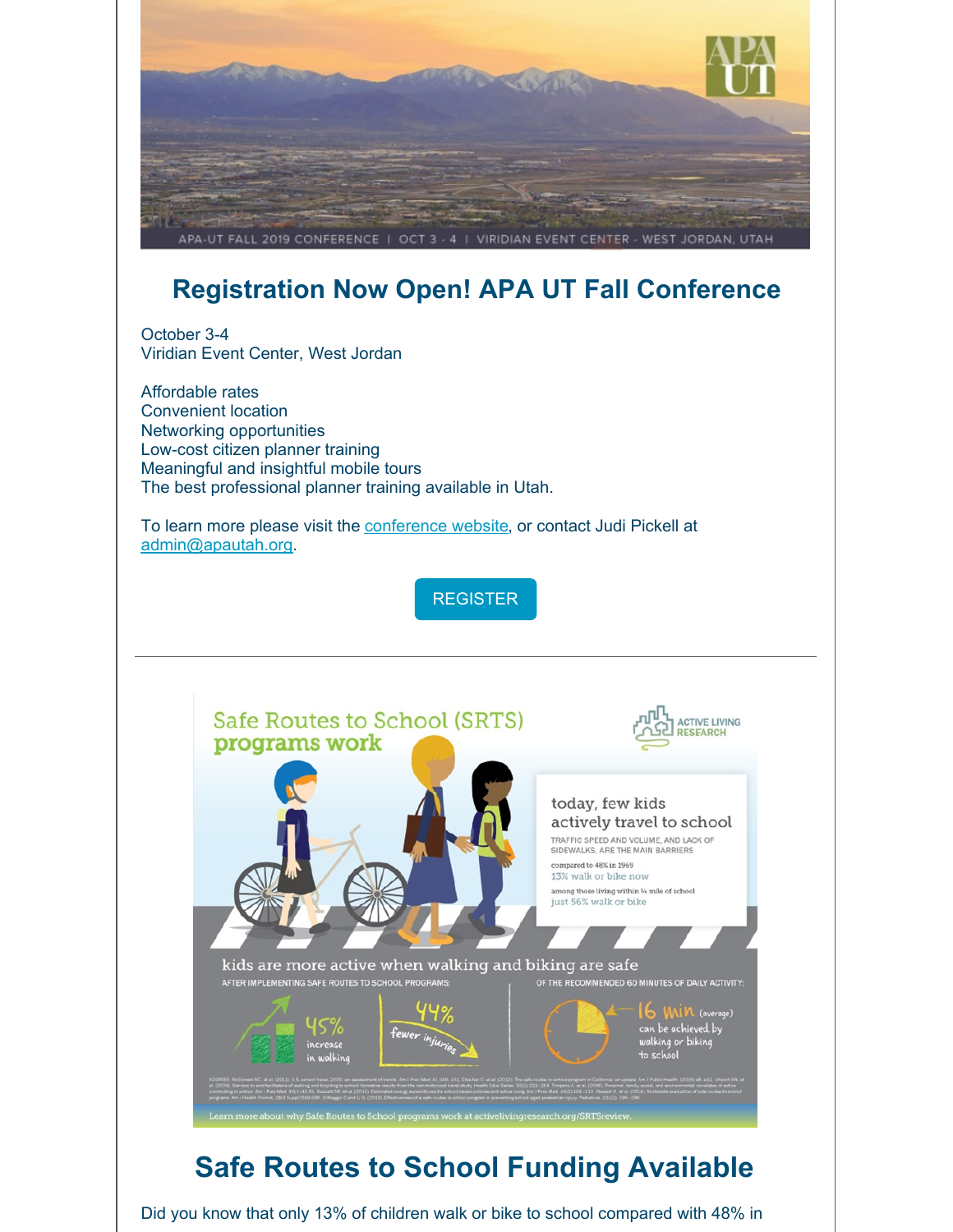## Registration Now Open! APA UT Fall Conference

October 3-4
Viridian Event Center, West Jordan

Affordable rates
Convenient location
Networking opportunities
Low-cost citizen planner training
Meaningful and insightful mobile tours
The best professional planner training available in Utah.

To learn more please visit the conference website, or contact Judi Pickell at admin@apautah.org.

REGISTER

---

## Safe Routes to School Funding Available

Did you know that only 13% of children walk or bike to school compared with 48% in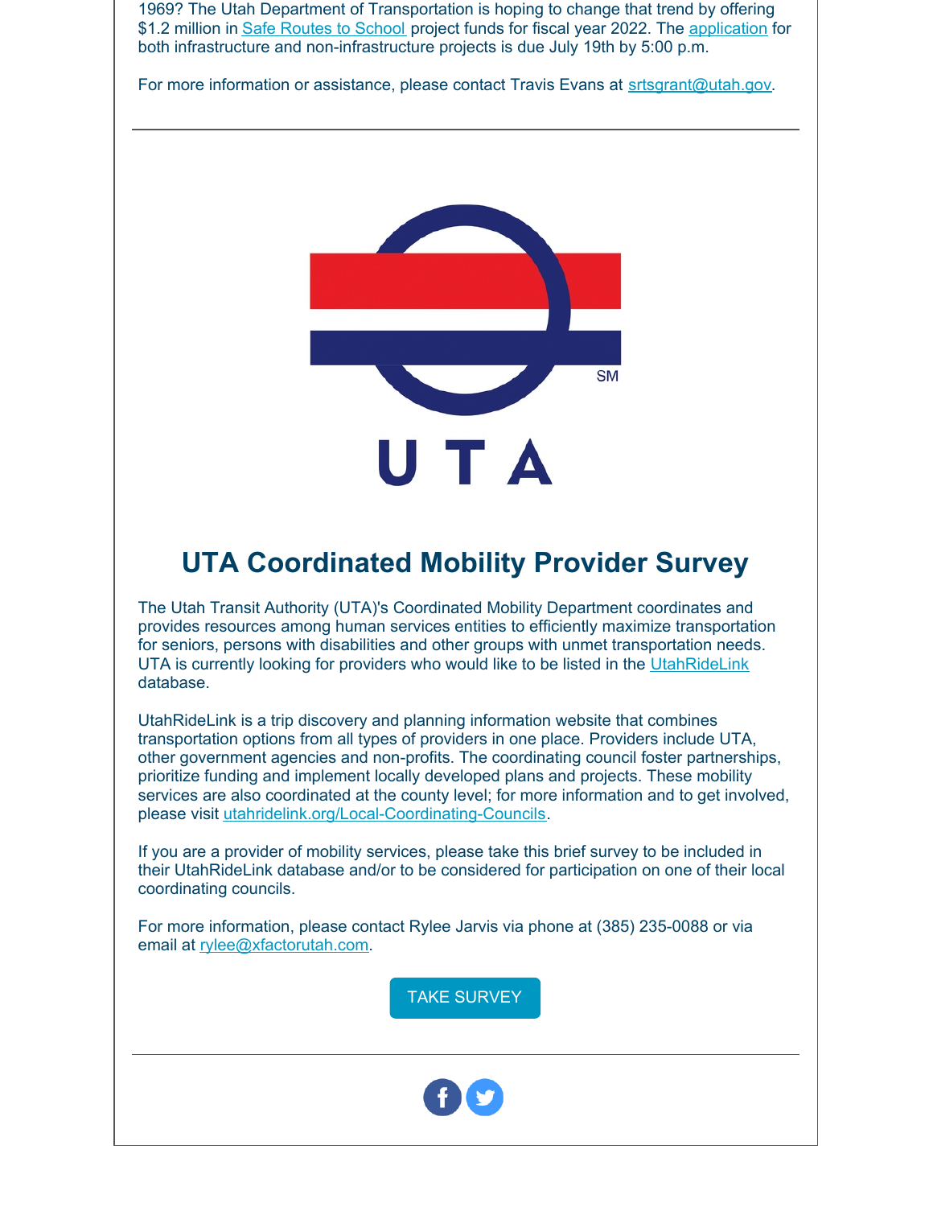1969? The Utah Department of Transportation is hoping to change that trend by offering $1.2 million in Safe Routes to School project funds for fiscal year 2022. The application for both infrastructure and non-infrastructure projects is due July 19th by 5:00 p.m.

For more information or assistance, please contact Travis Evans at srtsgrant@utah.gov.

---

## UTA Coordinated Mobility Provider Survey

The Utah Transit Authority (UTA)'s Coordinated Mobility Department coordinates and provides resources among human services entities to efficiently maximize transportation for seniors, persons with disabilities and other groups with unmet transportation needs. UTA is currently looking for providers who would like to be listed in the UtahRideLink database.

UtahRideLink is a trip discovery and planning information website that combines transportation options from all types of providers in one place. Providers include UTA, other government agencies and non-profits. The coordinating council foster partnerships, prioritize funding and implement locally developed plans and projects. These mobility services are also coordinated at the county level; for more information and to get involved, please visit utahridelink.org/Local-Coordinating-Councils.

If you are a provider of mobility services, please take this brief survey to be included in their UtahRideLink database and/or to be considered for participation on one of their local coordinating councils.

For more information, please contact Rylee Jarvis via phone at (385) 235-0088 or via email at rylee@xfactorutah.com.

TAKE SURVEY